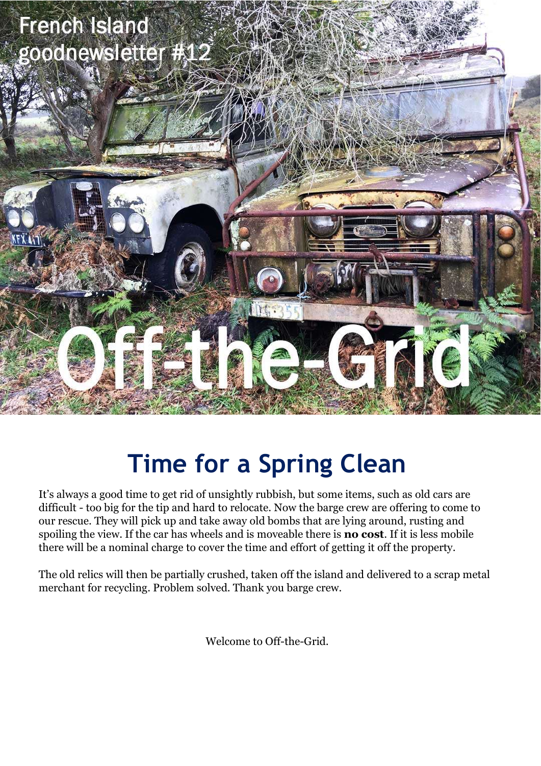French Island goodnewsletter #12

# Off-the-Grid

## Time for a Spring Clean

It's always a good time to get rid of unsightly rubbish, but some items, such as old cars are difficult - too big for the tip and hard to relocate. Now the barge crew are offering to come to our rescue. They will pick up and take away old bombs that are lying around, rusting and spoiling the view. If the car has wheels and is moveable there is **no cost**. If it is less mobile there will be a nominal charge to cover the time and effort of getting it off the property.

The old relics will then be partially crushed, taken off the island and delivered to a scrap metal merchant for recycling. Problem solved. Thank you barge crew.

Welcome to Off-the-Grid.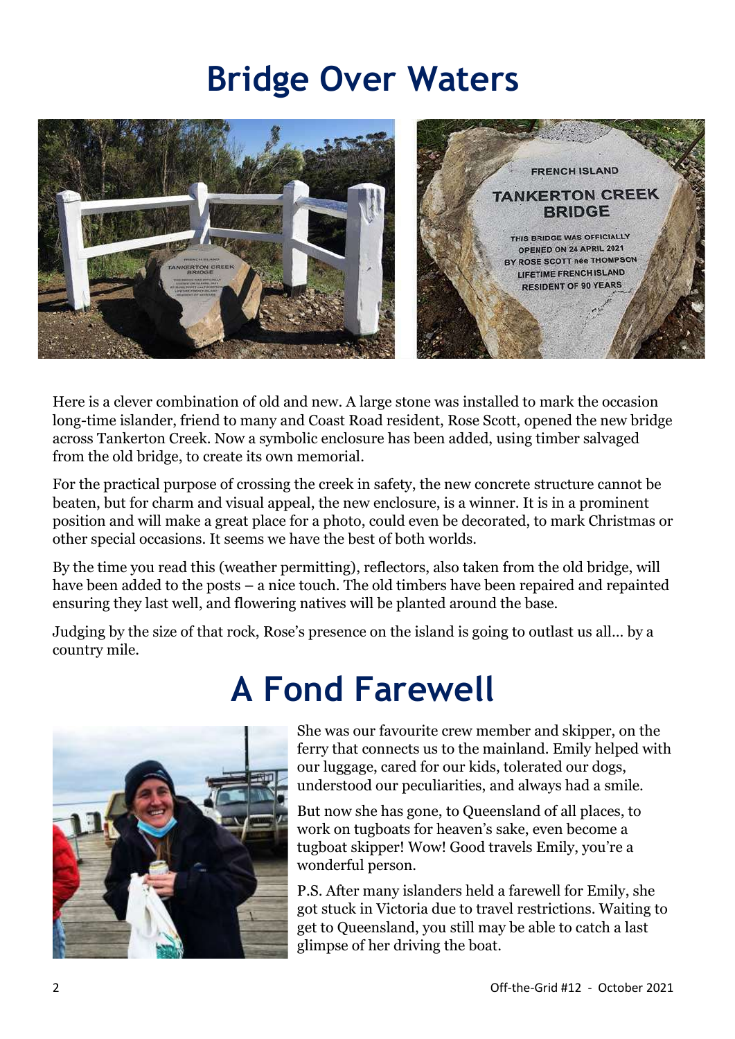# Bridge Over Waters

Here is a clever combination of old and new. A large stone was installed to mark the occasion long-time islander, friend to many and Coast Road resident, Rose Scott, opened the new bridge across Tankerton Creek. Now a symbolic enclosure has been added, using timber salvaged from the old bridge, to create its own memorial.

For the practical purpose of crossing the creek in safety, the new concrete structure cannot be beaten, but for charm and visual appeal, the new enclosure, is a winner. It is in a prominent position and will make a great place for a photo, could even be decorated, to mark Christmas or other special occasions. It seems we have the best of both worlds.

By the time you read this (weather permitting), reflectors, also taken from the old bridge, will have been added to the posts – a nice touch. The old timbers have been repaired and repainted ensuring they last well, and flowering natives will be planted around the base.

Judging by the size of that rock, Rose's presence on the island is going to outlast us all… by a country mile.

# A Fond Farewell

She was our favourite crew member and skipper, on the ferry that connects us to the mainland. Emily helped with our luggage, cared for our kids, tolerated our dogs, understood our peculiarities, and always had a smile.

But now she has gone, to Queensland of all places, to work on tugboats for heaven's sake, even become a tugboat skipper! Wow! Good travels Emily, you're a wonderful person.

P.S. After many islanders held a farewell for Emily, she got stuck in Victoria due to travel restrictions. Waiting to get to Queensland, you still may be able to catch a last glimpse of her driving the boat.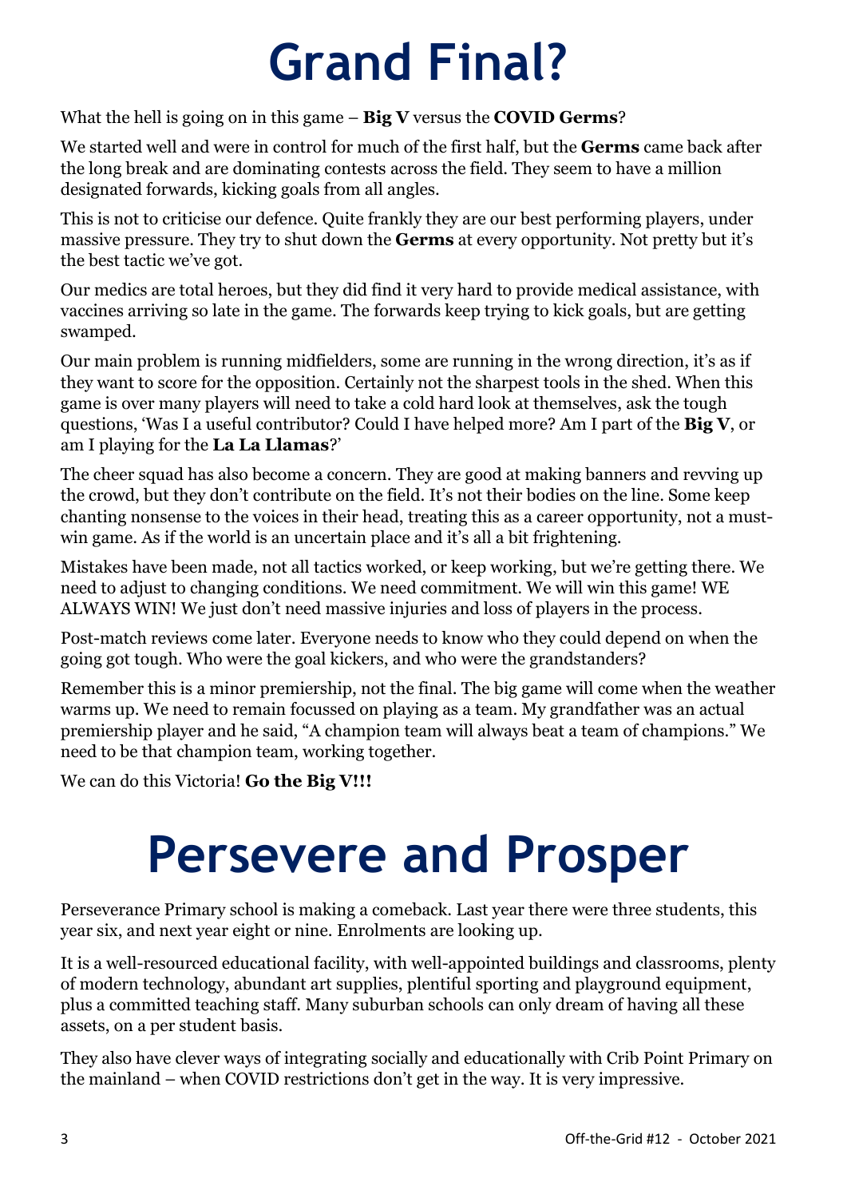# Grand Final?

What the hell is going on in this game – **Big V** versus the **COVID Germs**?

We started well and were in control for much of the first half, but the **Germs** came back after the long break and are dominating contests across the field. They seem to have a million designated forwards, kicking goals from all angles.

This is not to criticise our defence. Quite frankly they are our best performing players, under massive pressure. They try to shut down the **Germs** at every opportunity. Not pretty but it's the best tactic we've got.

Our medics are total heroes, but they did find it very hard to provide medical assistance, with vaccines arriving so late in the game. The forwards keep trying to kick goals, but are getting swamped.

Our main problem is running midfielders, some are running in the wrong direction, it's as if they want to score for the opposition. Certainly not the sharpest tools in the shed. When this game is over many players will need to take a cold hard look at themselves, ask the tough questions, 'Was I a useful contributor? Could I have helped more? Am I part of the **Big V**, or am I playing for the **La La Llamas**?'

The cheer squad has also become a concern. They are good at making banners and revving up the crowd, but they don't contribute on the field. It's not their bodies on the line. Some keep chanting nonsense to the voices in their head, treating this as a career opportunity, not a must-win game. As if the world is an uncertain place and it's all a bit frightening.

Mistakes have been made, not all tactics worked, or keep working, but we're getting there. We need to adjust to changing conditions. We need commitment. We will win this game! WE ALWAYS WIN! We just don't need massive injuries and loss of players in the process.

Post-match reviews come later. Everyone needs to know who they could depend on when the going got tough. Who were the goal kickers, and who were the grandstanders?

Remember this is a minor premiership, not the final. The big game will come when the weather warms up. We need to remain focussed on playing as a team. My grandfather was an actual premiership player and he said, "A champion team will always beat a team of champions." We need to be that champion team, working together.

We can do this Victoria! **Go the Big V!!!**

# Persevere and Prosper

Perseverance Primary school is making a comeback. Last year there were three students, this year six, and next year eight or nine. Enrolments are looking up.

It is a well-resourced educational facility, with well-appointed buildings and classrooms, plenty of modern technology, abundant art supplies, plentiful sporting and playground equipment, plus a committed teaching staff. Many suburban schools can only dream of having all these assets, on a per student basis.

They also have clever ways of integrating socially and educationally with Crib Point Primary on the mainland – when COVID restrictions don't get in the way. It is very impressive.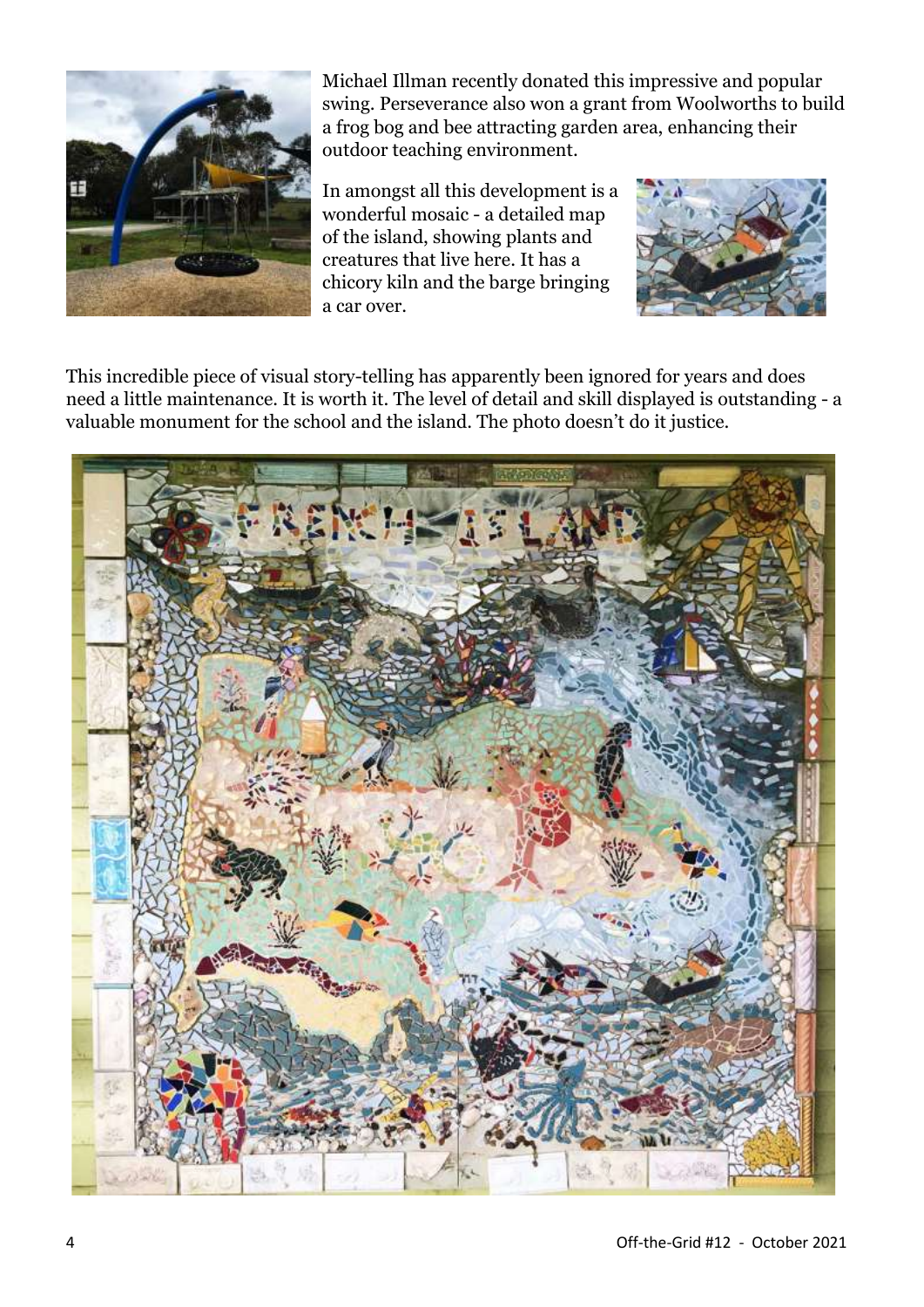Michael Illman recently donated this impressive and popular swing. Perseverance also won a grant from Woolworths to build a frog bog and bee attracting garden area, enhancing their outdoor teaching environment.

In amongst all this development is a wonderful mosaic - a detailed map of the island, showing plants and creatures that live here. It has a chicory kiln and the barge bringing a car over.

This incredible piece of visual story-telling has apparently been ignored for years and does need a little maintenance. It is worth it. The level of detail and skill displayed is outstanding - a valuable monument for the school and the island. The photo doesn't do it justice.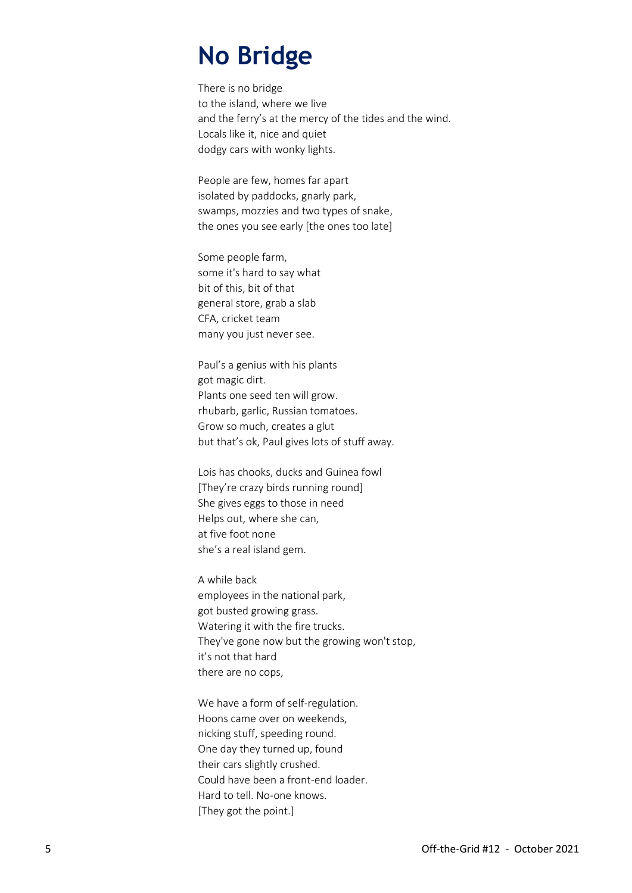# No Bridge

There is no bridge  
to the island, where we live  
and the ferry's at the mercy of the tides and the wind.  
Locals like it, nice and quiet  
dodgy cars with wonky lights.

People are few, homes far apart  
isolated by paddocks, gnarly park,  
swamps, mozzies and two types of snake,  
the ones you see early [the ones too late]

Some people farm,  
some it's hard to say what  
bit of this, bit of that  
general store, grab a slab  
CFA, cricket team  
many you just never see.

Paul's a genius with his plants  
got magic dirt.  
Plants one seed ten will grow.  
rhubarb, garlic, Russian tomatoes.  
Grow so much, creates a glut  
but that's ok, Paul gives lots of stuff away.

Lois has chooks, ducks and Guinea fowl  
[They're crazy birds running round]  
She gives eggs to those in need  
Helps out, where she can,  
at five foot none  
she's a real island gem.

A while back  
employees in the national park,  
got busted growing grass.  
Watering it with the fire trucks.  
They've gone now but the growing won't stop,  
it's not that hard  
there are no cops,

We have a form of self-regulation.  
Hoons came over on weekends,  
nicking stuff, speeding round.  
One day they turned up, found  
their cars slightly crushed.  
Could have been a front-end loader.  
Hard to tell. No-one knows.  
[They got the point.]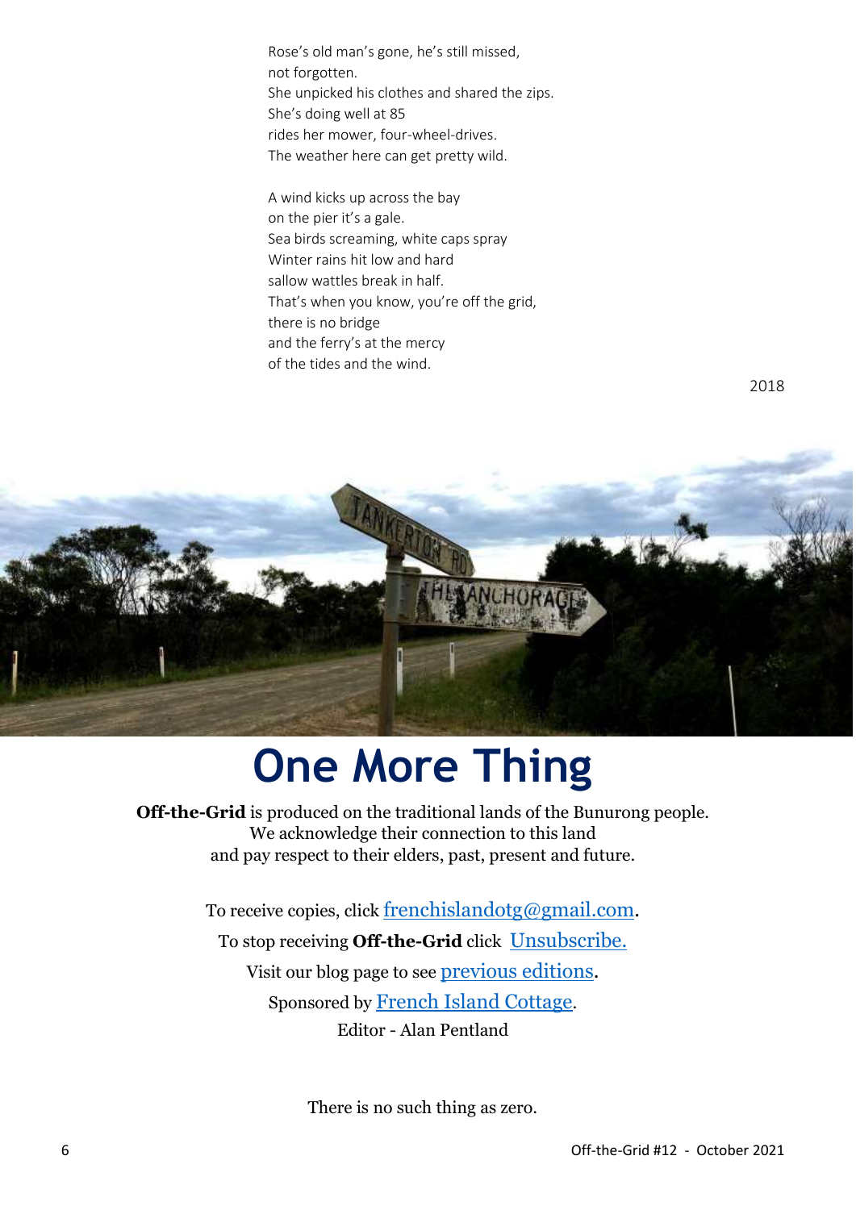Rose's old man's gone, he's still missed,
not forgotten.
She unpicked his clothes and shared the zips.
She's doing well at 85
rides her mower, four-wheel-drives.
The weather here can get pretty wild.

A wind kicks up across the bay
on the pier it's a gale.
Sea birds screaming, white caps spray
Winter rains hit low and hard
sallow wattles break in half.
That's when you know, you're off the grid,
there is no bridge
and the ferry's at the mercy
of the tides and the wind.

2018

# One More Thing

**Off-the-Grid** is produced on the traditional lands of the Bunurong people.
We acknowledge their connection to this land
and pay respect to their elders, past, present and future.

To receive copies, click frenchislandotg@gmail.com.
To stop receiving **Off-the-Grid** click Unsubscribe.
Visit our blog page to see previous editions.
Sponsored by French Island Cottage.
Editor - Alan Pentland

There is no such thing as zero.